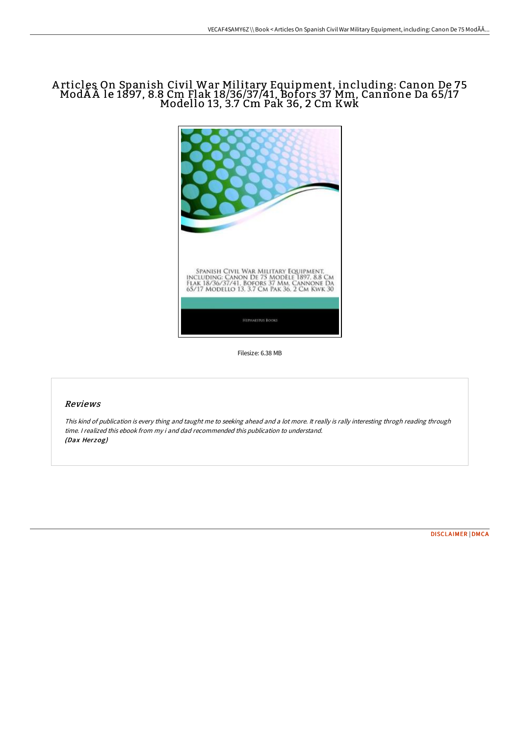# Articles On Spanish Civil War Military Equipment, including: Canon De 75 ModÃÂ le 1897, 8.8 Cm Flak 18/36/37/41, Bofors 37 Mm, Cannone Da 65/17 Modello 13, 3.7 Cm Pak 36, 2 Cm Kwk

SPANISH CIVIL WAR MILITARY EQUIPMENT, INCLUDING: CANON DE 75 MODÈLE 1897, 8.8 CM FLAK 18/36/37/41, BOFORS 37 MM, CANNONE DA 65/17 MODELLO 13, 3.7 CM PAK 36, 2 CM KWK 30

HEPHAESTUS BOOKS

Filesize: 6.38 MB

## Reviews

*This kind of publication is every thing and taught me to seeking ahead and a lot more. It really is rally interesting throgh reading through time. I realized this ebook from my i and dad recommended this publication to understand.*
*(Dax Herzog)*

DISCLAIMER | DMCA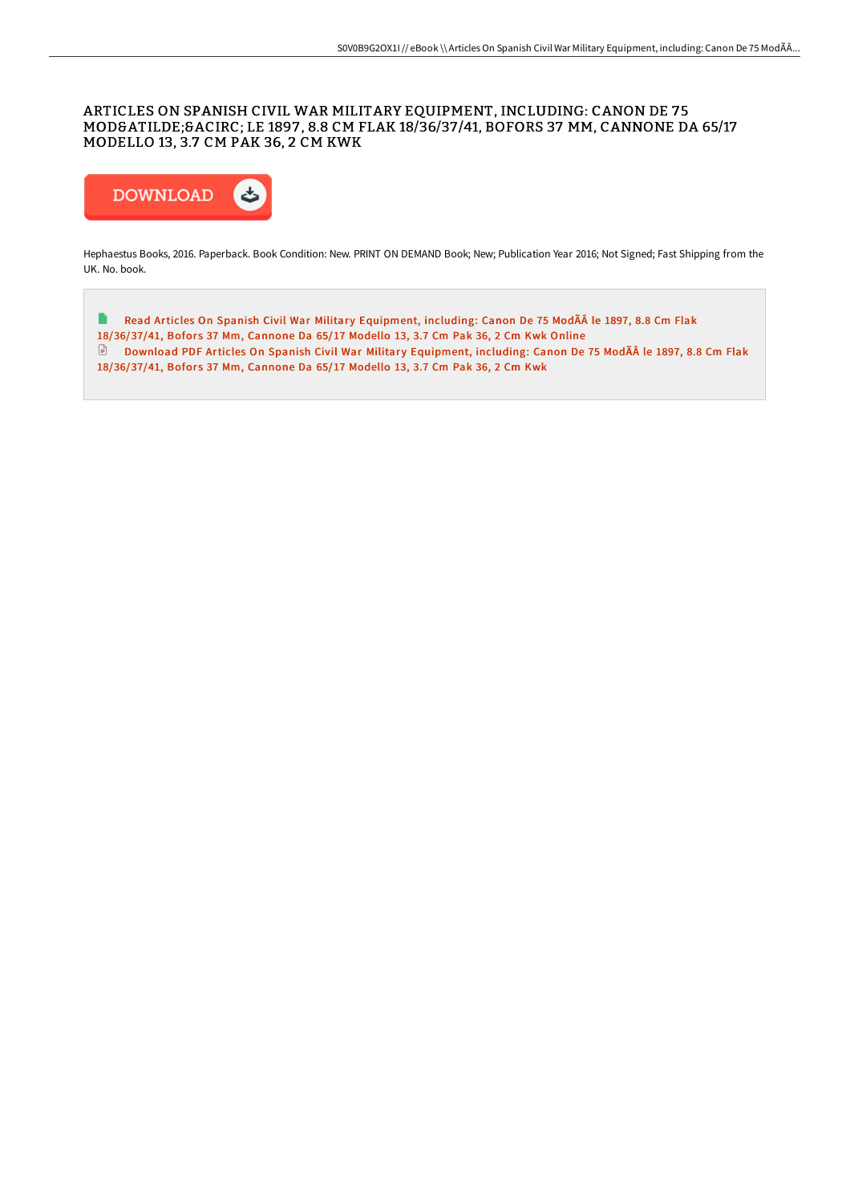# ARTICLES ON SPANISH CIVIL WAR MILITARY EQUIPMENT, INCLUDING: CANON DE 75 MOD&ATILDE;&ACIRC; LE 1897, 8.8 CM FLAK 18/36/37/41, BOFORS 37 MM, CANNONE DA 65/17 MODELLO 13, 3.7 CM PAK 36, 2 CM KWK

DOWNLOAD

Hephaestus Books, 2016. Paperback. Book Condition: New. PRINT ON DEMAND Book; New; Publication Year 2016; Not Signed; Fast Shipping from the UK. No. book.

Read Articles On Spanish Civil War Military Equipment, including: Canon De 75 ModÃÂ le 1897, 8.8 Cm Flak 18/36/37/41, Bofors 37 Mm, Cannone Da 65/17 Modello 13, 3.7 Cm Pak 36, 2 Cm Kwk Online

Download PDF Articles On Spanish Civil War Military Equipment, including: Canon De 75 ModÃÂ le 1897, 8.8 Cm Flak 18/36/37/41, Bofors 37 Mm, Cannone Da 65/17 Modello 13, 3.7 Cm Pak 36, 2 Cm Kwk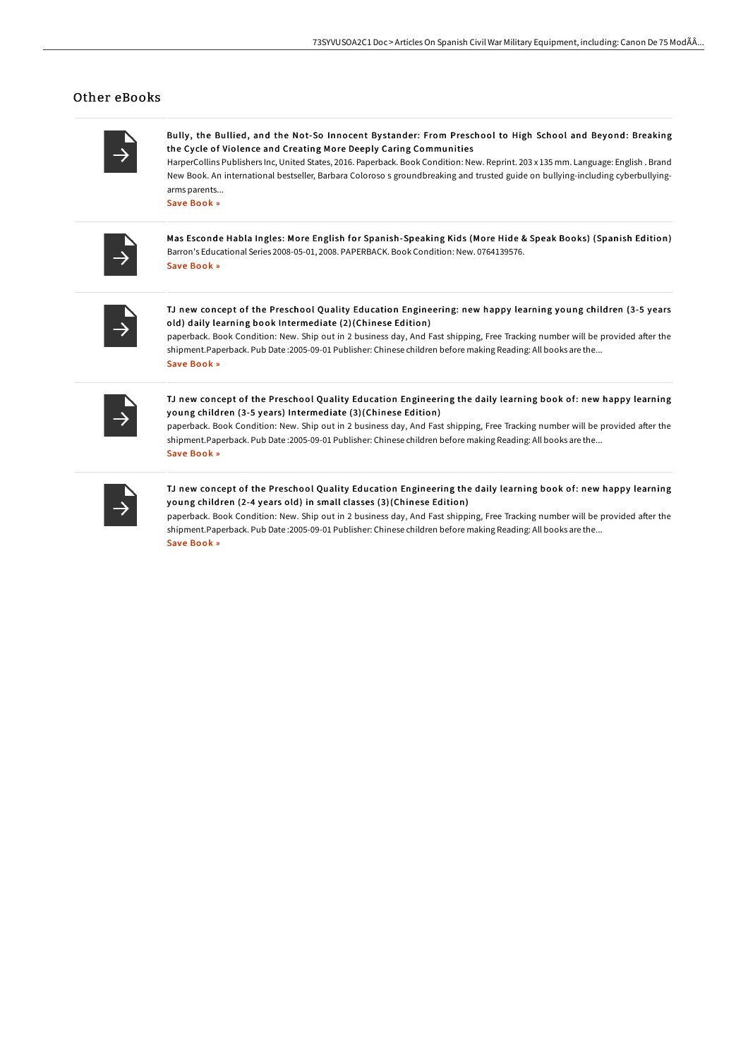## Other eBooks

**Bully, the Bullied, and the Not-So Innocent Bystander: From Preschool to High School and Beyond: Breaking the Cycle of Violence and Creating More Deeply Caring Communities**

HarperCollins Publishers Inc, United States, 2016. Paperback. Book Condition: New. Reprint. 203 x 135 mm. Language: English . Brand New Book. An international bestseller, Barbara Coloroso s groundbreaking and trusted guide on bullying-including cyberbullying-arms parents...

Save Book »

**Mas Esconde Habla Ingles: More English for Spanish-Speaking Kids (More Hide & Speak Books) (Spanish Edition)**

Barron's Educational Series 2008-05-01, 2008. PAPERBACK. Book Condition: New. 0764139576.

Save Book »

**TJ new concept of the Preschool Quality Education Engineering: new happy learning young children (3-5 years old) daily learning book Intermediate (2)(Chinese Edition)**

paperback. Book Condition: New. Ship out in 2 business day, And Fast shipping, Free Tracking number will be provided after the shipment.Paperback. Pub Date :2005-09-01 Publisher: Chinese children before making Reading: All books are the...

Save Book »

**TJ new concept of the Preschool Quality Education Engineering the daily learning book of: new happy learning young children (3-5 years) Intermediate (3)(Chinese Edition)**

paperback. Book Condition: New. Ship out in 2 business day, And Fast shipping, Free Tracking number will be provided after the shipment.Paperback. Pub Date :2005-09-01 Publisher: Chinese children before making Reading: All books are the...

Save Book »

**TJ new concept of the Preschool Quality Education Engineering the daily learning book of: new happy learning young children (2-4 years old) in small classes (3)(Chinese Edition)**

paperback. Book Condition: New. Ship out in 2 business day, And Fast shipping, Free Tracking number will be provided after the shipment.Paperback. Pub Date :2005-09-01 Publisher: Chinese children before making Reading: All books are the...

Save Book »